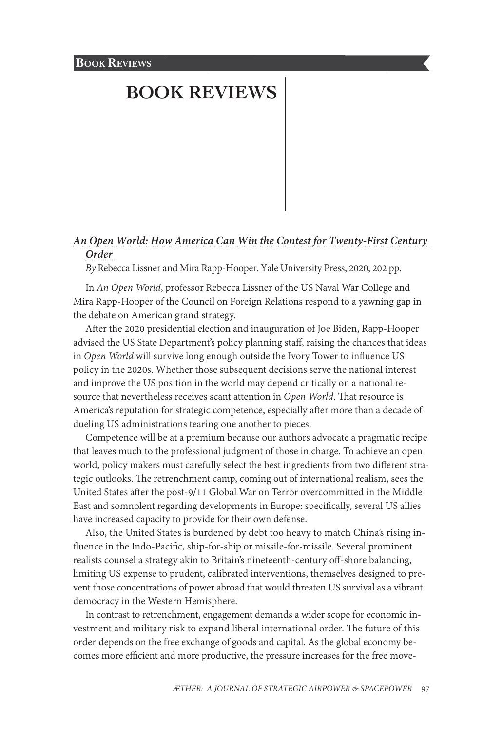# BOOK REVIEWS

***An Open World: How America Can Win the Contest for Twenty-First Century Order***

*By* Rebecca Lissner and Mira Rapp-Hooper. Yale University Press, 2020, 202 pp.

In *An Open World*, professor Rebecca Lissner of the US Naval War College and Mira Rapp-Hooper of the Council on Foreign Relations respond to a yawning gap in the debate on American grand strategy.

After the 2020 presidential election and inauguration of Joe Biden, Rapp-Hooper advised the US State Department's policy planning staff, raising the chances that ideas in *Open World* will survive long enough outside the Ivory Tower to influence US policy in the 2020s. Whether those subsequent decisions serve the national interest and improve the US position in the world may depend critically on a national resource that nevertheless receives scant attention in *Open World*. That resource is America's reputation for strategic competence, especially after more than a decade of dueling US administrations tearing one another to pieces.

Competence will be at a premium because our authors advocate a pragmatic recipe that leaves much to the professional judgment of those in charge. To achieve an open world, policy makers must carefully select the best ingredients from two different strategic outlooks. The retrenchment camp, coming out of international realism, sees the United States after the post-9/11 Global War on Terror overcommitted in the Middle East and somnolent regarding developments in Europe: specifically, several US allies have increased capacity to provide for their own defense.

Also, the United States is burdened by debt too heavy to match China's rising influence in the Indo-Pacific, ship-for-ship or missile-for-missile. Several prominent realists counsel a strategy akin to Britain's nineteenth-century off-shore balancing, limiting US expense to prudent, calibrated interventions, themselves designed to prevent those concentrations of power abroad that would threaten US survival as a vibrant democracy in the Western Hemisphere.

In contrast to retrenchment, engagement demands a wider scope for economic investment and military risk to expand liberal international order. The future of this order depends on the free exchange of goods and capital. As the global economy becomes more efficient and more productive, the pressure increases for the free move-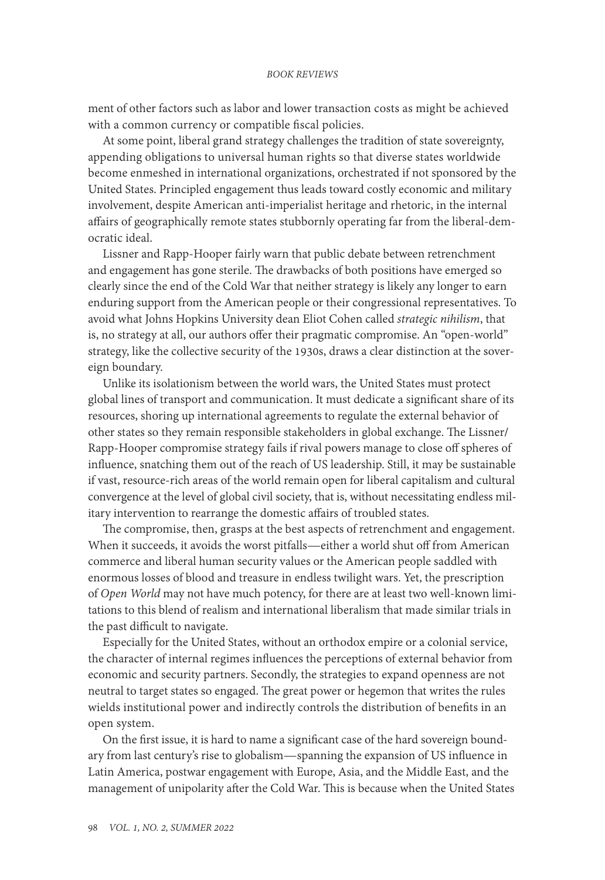ment of other factors such as labor and lower transaction costs as might be achieved with a common currency or compatible fiscal policies.

At some point, liberal grand strategy challenges the tradition of state sovereignty, appending obligations to universal human rights so that diverse states worldwide become enmeshed in international organizations, orchestrated if not sponsored by the United States. Principled engagement thus leads toward costly economic and military involvement, despite American anti-imperialist heritage and rhetoric, in the internal affairs of geographically remote states stubbornly operating far from the liberal-democratic ideal.

Lissner and Rapp-Hooper fairly warn that public debate between retrenchment and engagement has gone sterile. The drawbacks of both positions have emerged so clearly since the end of the Cold War that neither strategy is likely any longer to earn enduring support from the American people or their congressional representatives. To avoid what Johns Hopkins University dean Eliot Cohen called *strategic nihilism*, that is, no strategy at all, our authors offer their pragmatic compromise. An "open-world" strategy, like the collective security of the 1930s, draws a clear distinction at the sovereign boundary.

Unlike its isolationism between the world wars, the United States must protect global lines of transport and communication. It must dedicate a significant share of its resources, shoring up international agreements to regulate the external behavior of other states so they remain responsible stakeholders in global exchange. The Lissner/Rapp-Hooper compromise strategy fails if rival powers manage to close off spheres of influence, snatching them out of the reach of US leadership. Still, it may be sustainable if vast, resource-rich areas of the world remain open for liberal capitalism and cultural convergence at the level of global civil society, that is, without necessitating endless military intervention to rearrange the domestic affairs of troubled states.

The compromise, then, grasps at the best aspects of retrenchment and engagement. When it succeeds, it avoids the worst pitfalls—either a world shut off from American commerce and liberal human security values or the American people saddled with enormous losses of blood and treasure in endless twilight wars. Yet, the prescription of *Open World* may not have much potency, for there are at least two well-known limitations to this blend of realism and international liberalism that made similar trials in the past difficult to navigate.

Especially for the United States, without an orthodox empire or a colonial service, the character of internal regimes influences the perceptions of external behavior from economic and security partners. Secondly, the strategies to expand openness are not neutral to target states so engaged. The great power or hegemon that writes the rules wields institutional power and indirectly controls the distribution of benefits in an open system.

On the first issue, it is hard to name a significant case of the hard sovereign boundary from last century's rise to globalism—spanning the expansion of US influence in Latin America, postwar engagement with Europe, Asia, and the Middle East, and the management of unipolarity after the Cold War. This is because when the United States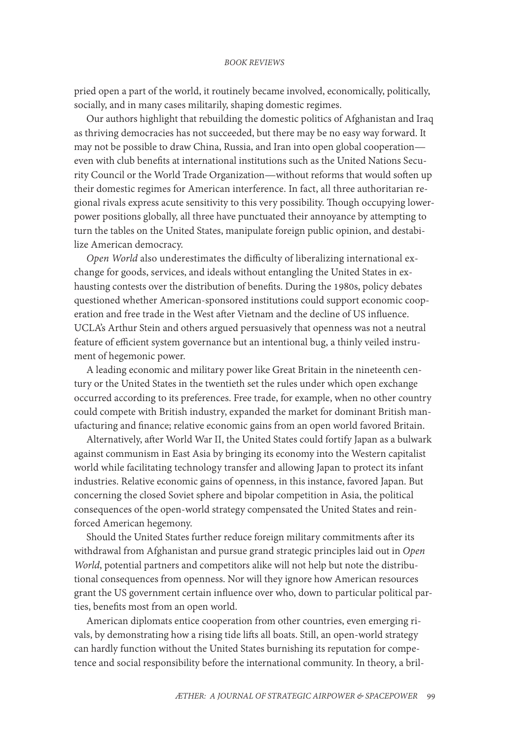pried open a part of the world, it routinely became involved, economically, politically, socially, and in many cases militarily, shaping domestic regimes.

Our authors highlight that rebuilding the domestic politics of Afghanistan and Iraq as thriving democracies has not succeeded, but there may be no easy way forward. It may not be possible to draw China, Russia, and Iran into open global cooperation—even with club benefits at international institutions such as the United Nations Security Council or the World Trade Organization—without reforms that would soften up their domestic regimes for American interference. In fact, all three authoritarian regional rivals express acute sensitivity to this very possibility. Though occupying lower-power positions globally, all three have punctuated their annoyance by attempting to turn the tables on the United States, manipulate foreign public opinion, and destabilize American democracy.

*Open World* also underestimates the difficulty of liberalizing international exchange for goods, services, and ideals without entangling the United States in exhausting contests over the distribution of benefits. During the 1980s, policy debates questioned whether American-sponsored institutions could support economic cooperation and free trade in the West after Vietnam and the decline of US influence. UCLA's Arthur Stein and others argued persuasively that openness was not a neutral feature of efficient system governance but an intentional bug, a thinly veiled instrument of hegemonic power.

A leading economic and military power like Great Britain in the nineteenth century or the United States in the twentieth set the rules under which open exchange occurred according to its preferences. Free trade, for example, when no other country could compete with British industry, expanded the market for dominant British manufacturing and finance; relative economic gains from an open world favored Britain.

Alternatively, after World War II, the United States could fortify Japan as a bulwark against communism in East Asia by bringing its economy into the Western capitalist world while facilitating technology transfer and allowing Japan to protect its infant industries. Relative economic gains of openness, in this instance, favored Japan. But concerning the closed Soviet sphere and bipolar competition in Asia, the political consequences of the open-world strategy compensated the United States and reinforced American hegemony.

Should the United States further reduce foreign military commitments after its withdrawal from Afghanistan and pursue grand strategic principles laid out in *Open World*, potential partners and competitors alike will not help but note the distributional consequences from openness. Nor will they ignore how American resources grant the US government certain influence over who, down to particular political parties, benefits most from an open world.

American diplomats entice cooperation from other countries, even emerging rivals, by demonstrating how a rising tide lifts all boats. Still, an open-world strategy can hardly function without the United States burnishing its reputation for competence and social responsibility before the international community. In theory, a bril-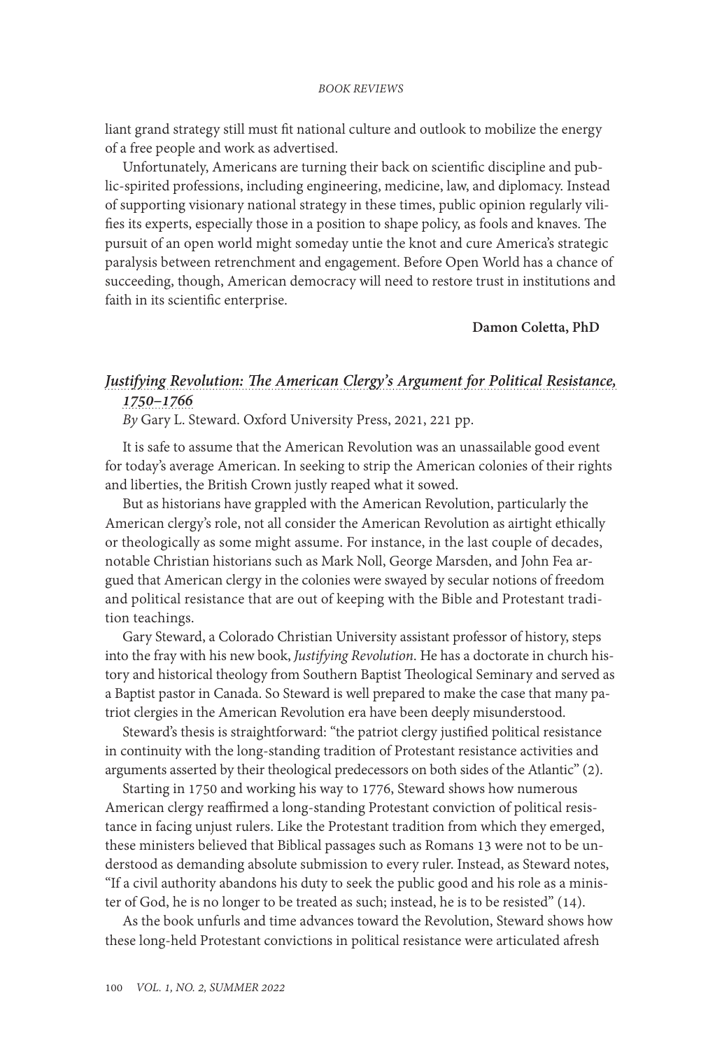liant grand strategy still must fit national culture and outlook to mobilize the energy of a free people and work as advertised.

Unfortunately, Americans are turning their back on scientific discipline and public-spirited professions, including engineering, medicine, law, and diplomacy. Instead of supporting visionary national strategy in these times, public opinion regularly vilifies its experts, especially those in a position to shape policy, as fools and knaves. The pursuit of an open world might someday untie the knot and cure America's strategic paralysis between retrenchment and engagement. Before Open World has a chance of succeeding, though, American democracy will need to restore trust in institutions and faith in its scientific enterprise.

**Damon Coletta, PhD**

## *Justifying Revolution: The American Clergy's Argument for Political Resistance, 1750–1766*

*By* Gary L. Steward. Oxford University Press, 2021, 221 pp.

It is safe to assume that the American Revolution was an unassailable good event for today's average American. In seeking to strip the American colonies of their rights and liberties, the British Crown justly reaped what it sowed.

But as historians have grappled with the American Revolution, particularly the American clergy's role, not all consider the American Revolution as airtight ethically or theologically as some might assume. For instance, in the last couple of decades, notable Christian historians such as Mark Noll, George Marsden, and John Fea argued that American clergy in the colonies were swayed by secular notions of freedom and political resistance that are out of keeping with the Bible and Protestant tradition teachings.

Gary Steward, a Colorado Christian University assistant professor of history, steps into the fray with his new book, *Justifying Revolution*. He has a doctorate in church history and historical theology from Southern Baptist Theological Seminary and served as a Baptist pastor in Canada. So Steward is well prepared to make the case that many patriot clergies in the American Revolution era have been deeply misunderstood.

Steward's thesis is straightforward: "the patriot clergy justified political resistance in continuity with the long-standing tradition of Protestant resistance activities and arguments asserted by their theological predecessors on both sides of the Atlantic" (2).

Starting in 1750 and working his way to 1776, Steward shows how numerous American clergy reaffirmed a long-standing Protestant conviction of political resistance in facing unjust rulers. Like the Protestant tradition from which they emerged, these ministers believed that Biblical passages such as Romans 13 were not to be understood as demanding absolute submission to every ruler. Instead, as Steward notes, "If a civil authority abandons his duty to seek the public good and his role as a minister of God, he is no longer to be treated as such; instead, he is to be resisted" (14).

As the book unfurls and time advances toward the Revolution, Steward shows how these long-held Protestant convictions in political resistance were articulated afresh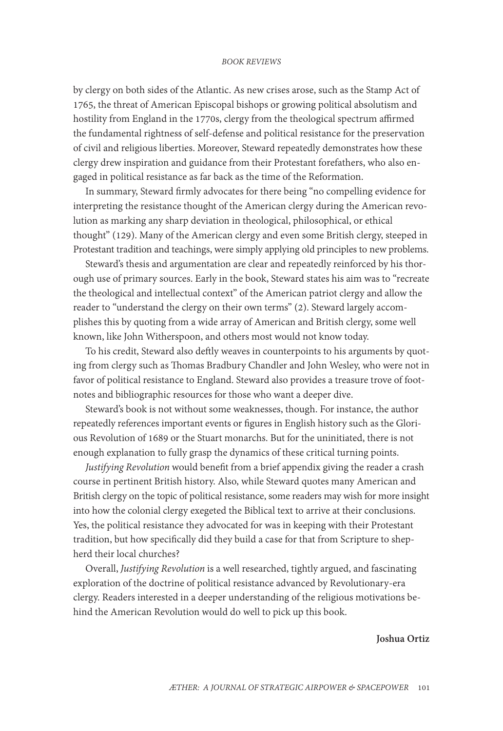by clergy on both sides of the Atlantic. As new crises arose, such as the Stamp Act of 1765, the threat of American Episcopal bishops or growing political absolutism and hostility from England in the 1770s, clergy from the theological spectrum affirmed the fundamental rightness of self-defense and political resistance for the preservation of civil and religious liberties. Moreover, Steward repeatedly demonstrates how these clergy drew inspiration and guidance from their Protestant forefathers, who also engaged in political resistance as far back as the time of the Reformation.

In summary, Steward firmly advocates for there being "no compelling evidence for interpreting the resistance thought of the American clergy during the American revolution as marking any sharp deviation in theological, philosophical, or ethical thought" (129). Many of the American clergy and even some British clergy, steeped in Protestant tradition and teachings, were simply applying old principles to new problems.

Steward's thesis and argumentation are clear and repeatedly reinforced by his thorough use of primary sources. Early in the book, Steward states his aim was to "recreate the theological and intellectual context" of the American patriot clergy and allow the reader to "understand the clergy on their own terms" (2). Steward largely accomplishes this by quoting from a wide array of American and British clergy, some well known, like John Witherspoon, and others most would not know today.

To his credit, Steward also deftly weaves in counterpoints to his arguments by quoting from clergy such as Thomas Bradbury Chandler and John Wesley, who were not in favor of political resistance to England. Steward also provides a treasure trove of footnotes and bibliographic resources for those who want a deeper dive.

Steward's book is not without some weaknesses, though. For instance, the author repeatedly references important events or figures in English history such as the Glorious Revolution of 1689 or the Stuart monarchs. But for the uninitiated, there is not enough explanation to fully grasp the dynamics of these critical turning points.

*Justifying Revolution* would benefit from a brief appendix giving the reader a crash course in pertinent British history. Also, while Steward quotes many American and British clergy on the topic of political resistance, some readers may wish for more insight into how the colonial clergy exegeted the Biblical text to arrive at their conclusions. Yes, the political resistance they advocated for was in keeping with their Protestant tradition, but how specifically did they build a case for that from Scripture to shepherd their local churches?

Overall, *Justifying Revolution* is a well researched, tightly argued, and fascinating exploration of the doctrine of political resistance advanced by Revolutionary-era clergy. Readers interested in a deeper understanding of the religious motivations behind the American Revolution would do well to pick up this book.

**Joshua Ortiz**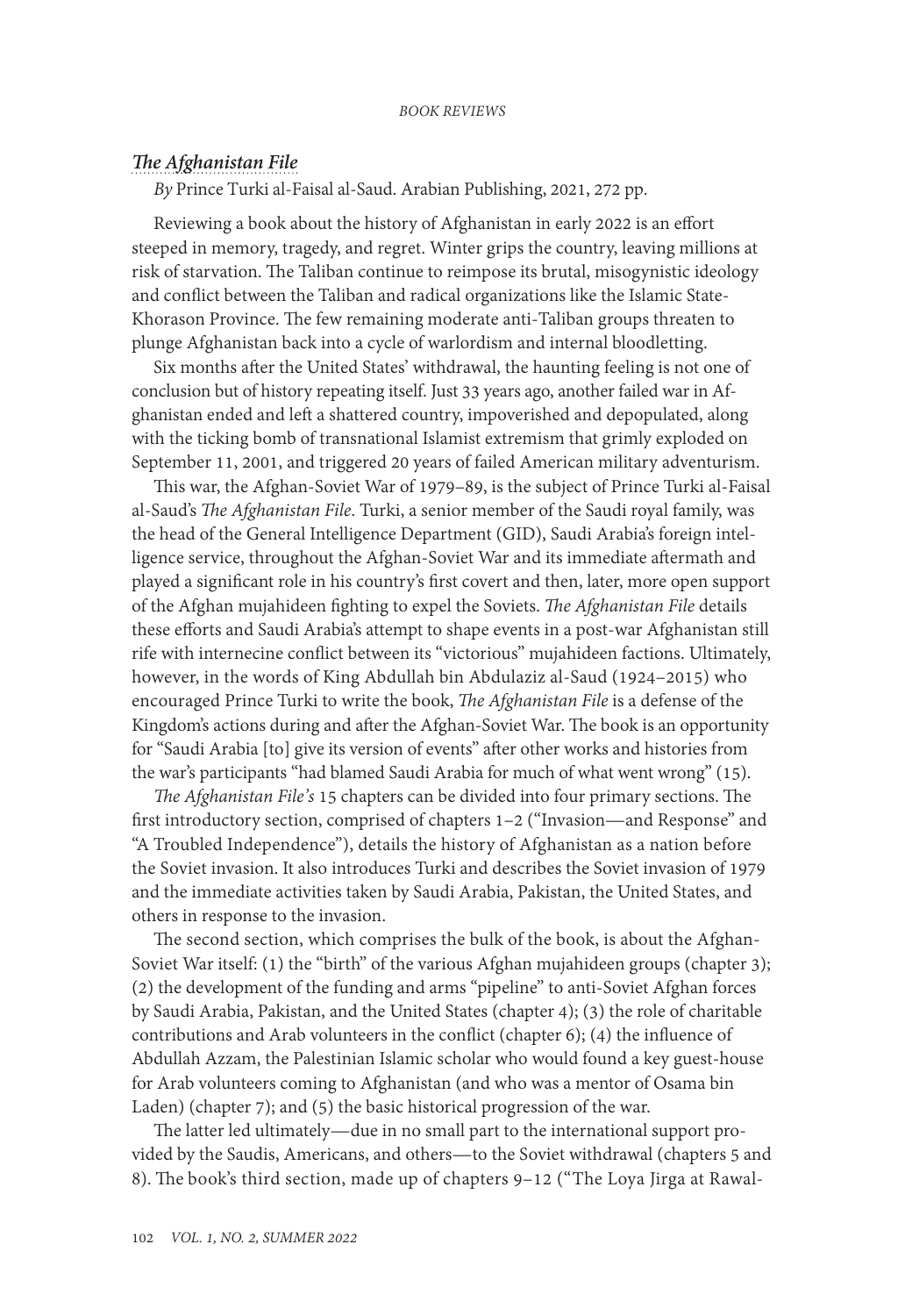### *The Afghanistan File*

*By* Prince Turki al-Faisal al-Saud. Arabian Publishing, 2021, 272 pp.

Reviewing a book about the history of Afghanistan in early 2022 is an effort steeped in memory, tragedy, and regret. Winter grips the country, leaving millions at risk of starvation. The Taliban continue to reimpose its brutal, misogynistic ideology and conflict between the Taliban and radical organizations like the Islamic State-Khorason Province. The few remaining moderate anti-Taliban groups threaten to plunge Afghanistan back into a cycle of warlordism and internal bloodletting.

Six months after the United States' withdrawal, the haunting feeling is not one of conclusion but of history repeating itself. Just 33 years ago, another failed war in Afghanistan ended and left a shattered country, impoverished and depopulated, along with the ticking bomb of transnational Islamist extremism that grimly exploded on September 11, 2001, and triggered 20 years of failed American military adventurism.

This war, the Afghan-Soviet War of 1979–89, is the subject of Prince Turki al-Faisal al-Saud's *The Afghanistan File*. Turki, a senior member of the Saudi royal family, was the head of the General Intelligence Department (GID), Saudi Arabia's foreign intelligence service, throughout the Afghan-Soviet War and its immediate aftermath and played a significant role in his country's first covert and then, later, more open support of the Afghan mujahideen fighting to expel the Soviets. *The Afghanistan File* details these efforts and Saudi Arabia's attempt to shape events in a post-war Afghanistan still rife with internecine conflict between its "victorious" mujahideen factions. Ultimately, however, in the words of King Abdullah bin Abdulaziz al-Saud (1924–2015) who encouraged Prince Turki to write the book, *The Afghanistan File* is a defense of the Kingdom's actions during and after the Afghan-Soviet War. The book is an opportunity for "Saudi Arabia [to] give its version of events" after other works and histories from the war's participants "had blamed Saudi Arabia for much of what went wrong" (15).

*The Afghanistan File's* 15 chapters can be divided into four primary sections. The first introductory section, comprised of chapters 1–2 ("Invasion—and Response" and "A Troubled Independence"), details the history of Afghanistan as a nation before the Soviet invasion. It also introduces Turki and describes the Soviet invasion of 1979 and the immediate activities taken by Saudi Arabia, Pakistan, the United States, and others in response to the invasion.

The second section, which comprises the bulk of the book, is about the Afghan-Soviet War itself: (1) the "birth" of the various Afghan mujahideen groups (chapter 3); (2) the development of the funding and arms "pipeline" to anti-Soviet Afghan forces by Saudi Arabia, Pakistan, and the United States (chapter 4); (3) the role of charitable contributions and Arab volunteers in the conflict (chapter 6); (4) the influence of Abdullah Azzam, the Palestinian Islamic scholar who would found a key guest-house for Arab volunteers coming to Afghanistan (and who was a mentor of Osama bin Laden) (chapter 7); and (5) the basic historical progression of the war.

The latter led ultimately—due in no small part to the international support provided by the Saudis, Americans, and others—to the Soviet withdrawal (chapters 5 and 8). The book's third section, made up of chapters 9–12 ("The Loya Jirga at Rawal-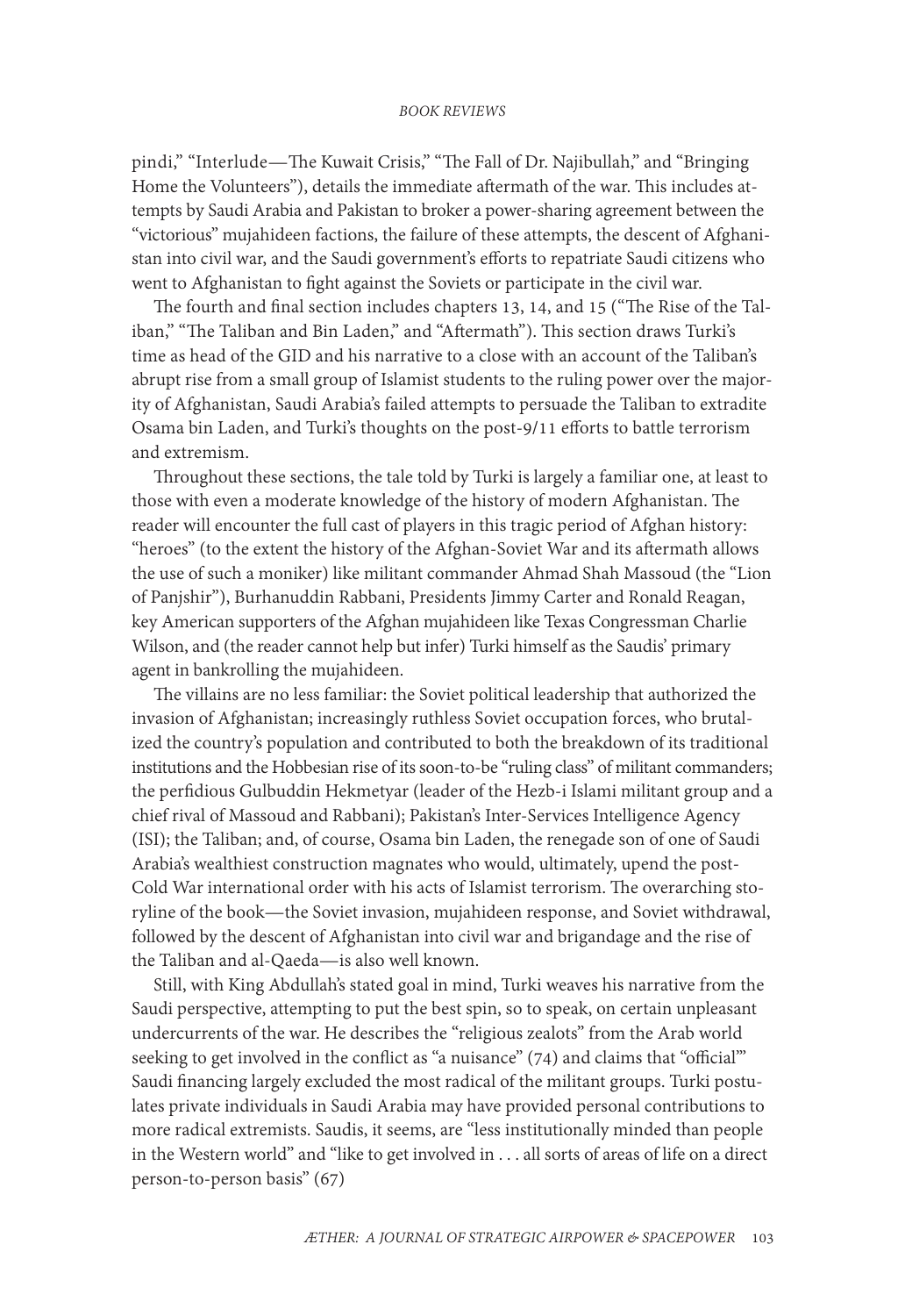pindi," "Interlude—The Kuwait Crisis," "The Fall of Dr. Najibullah," and "Bringing Home the Volunteers"), details the immediate aftermath of the war. This includes attempts by Saudi Arabia and Pakistan to broker a power-sharing agreement between the "victorious" mujahideen factions, the failure of these attempts, the descent of Afghanistan into civil war, and the Saudi government's efforts to repatriate Saudi citizens who went to Afghanistan to fight against the Soviets or participate in the civil war.

The fourth and final section includes chapters 13, 14, and 15 ("The Rise of the Taliban," "The Taliban and Bin Laden," and "Aftermath"). This section draws Turki's time as head of the GID and his narrative to a close with an account of the Taliban's abrupt rise from a small group of Islamist students to the ruling power over the majority of Afghanistan, Saudi Arabia's failed attempts to persuade the Taliban to extradite Osama bin Laden, and Turki's thoughts on the post-9/11 efforts to battle terrorism and extremism.

Throughout these sections, the tale told by Turki is largely a familiar one, at least to those with even a moderate knowledge of the history of modern Afghanistan. The reader will encounter the full cast of players in this tragic period of Afghan history: "heroes" (to the extent the history of the Afghan-Soviet War and its aftermath allows the use of such a moniker) like militant commander Ahmad Shah Massoud (the "Lion of Panjshir"), Burhanuddin Rabbani, Presidents Jimmy Carter and Ronald Reagan, key American supporters of the Afghan mujahideen like Texas Congressman Charlie Wilson, and (the reader cannot help but infer) Turki himself as the Saudis' primary agent in bankrolling the mujahideen.

The villains are no less familiar: the Soviet political leadership that authorized the invasion of Afghanistan; increasingly ruthless Soviet occupation forces, who brutalized the country's population and contributed to both the breakdown of its traditional institutions and the Hobbesian rise of its soon-to-be "ruling class" of militant commanders; the perfidious Gulbuddin Hekmetyar (leader of the Hezb-i Islami militant group and a chief rival of Massoud and Rabbani); Pakistan's Inter-Services Intelligence Agency (ISI); the Taliban; and, of course, Osama bin Laden, the renegade son of one of Saudi Arabia's wealthiest construction magnates who would, ultimately, upend the post-Cold War international order with his acts of Islamist terrorism. The overarching storyline of the book—the Soviet invasion, mujahideen response, and Soviet withdrawal, followed by the descent of Afghanistan into civil war and brigandage and the rise of the Taliban and al-Qaeda—is also well known.

Still, with King Abdullah's stated goal in mind, Turki weaves his narrative from the Saudi perspective, attempting to put the best spin, so to speak, on certain unpleasant undercurrents of the war. He describes the "religious zealots" from the Arab world seeking to get involved in the conflict as "a nuisance" (74) and claims that "official'" Saudi financing largely excluded the most radical of the militant groups. Turki postulates private individuals in Saudi Arabia may have provided personal contributions to more radical extremists. Saudis, it seems, are "less institutionally minded than people in the Western world" and "like to get involved in . . . all sorts of areas of life on a direct person-to-person basis" (67)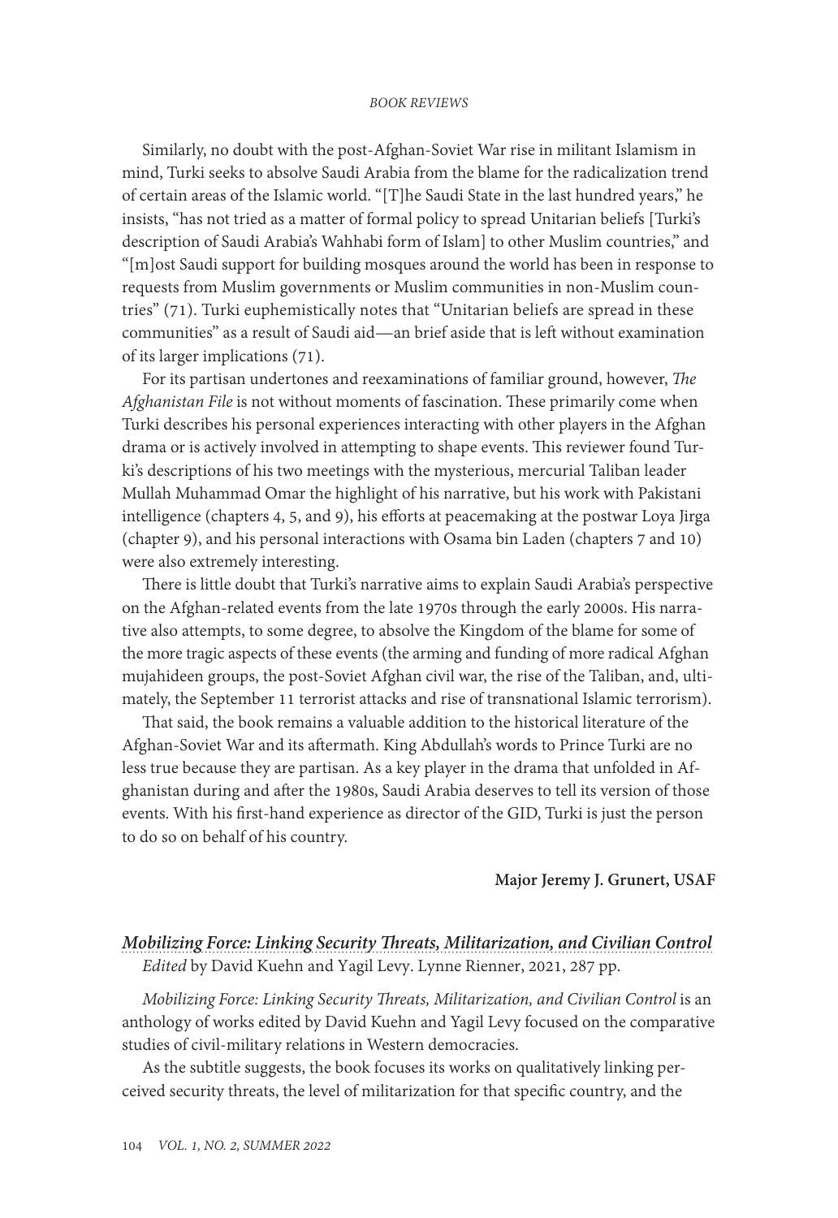Similarly, no doubt with the post-Afghan-Soviet War rise in militant Islamism in mind, Turki seeks to absolve Saudi Arabia from the blame for the radicalization trend of certain areas of the Islamic world. "[T]he Saudi State in the last hundred years," he insists, "has not tried as a matter of formal policy to spread Unitarian beliefs [Turki's description of Saudi Arabia's Wahhabi form of Islam] to other Muslim countries," and "[m]ost Saudi support for building mosques around the world has been in response to requests from Muslim governments or Muslim communities in non-Muslim countries" (71). Turki euphemistically notes that "Unitarian beliefs are spread in these communities" as a result of Saudi aid—an brief aside that is left without examination of its larger implications (71).

For its partisan undertones and reexaminations of familiar ground, however, *The Afghanistan File* is not without moments of fascination. These primarily come when Turki describes his personal experiences interacting with other players in the Afghan drama or is actively involved in attempting to shape events. This reviewer found Turki's descriptions of his two meetings with the mysterious, mercurial Taliban leader Mullah Muhammad Omar the highlight of his narrative, but his work with Pakistani intelligence (chapters 4, 5, and 9), his efforts at peacemaking at the postwar Loya Jirga (chapter 9), and his personal interactions with Osama bin Laden (chapters 7 and 10) were also extremely interesting.

There is little doubt that Turki's narrative aims to explain Saudi Arabia's perspective on the Afghan-related events from the late 1970s through the early 2000s. His narrative also attempts, to some degree, to absolve the Kingdom of the blame for some of the more tragic aspects of these events (the arming and funding of more radical Afghan mujahideen groups, the post-Soviet Afghan civil war, the rise of the Taliban, and, ultimately, the September 11 terrorist attacks and rise of transnational Islamic terrorism).

That said, the book remains a valuable addition to the historical literature of the Afghan-Soviet War and its aftermath. King Abdullah's words to Prince Turki are no less true because they are partisan. As a key player in the drama that unfolded in Afghanistan during and after the 1980s, Saudi Arabia deserves to tell its version of those events. With his first-hand experience as director of the GID, Turki is just the person to do so on behalf of his country.

**Major Jeremy J. Grunert, USAF**

### *Mobilizing Force: Linking Security Threats, Militarization, and Civilian Control*

*Edited* by David Kuehn and Yagil Levy. Lynne Rienner, 2021, 287 pp.

*Mobilizing Force: Linking Security Threats, Militarization, and Civilian Control* is an anthology of works edited by David Kuehn and Yagil Levy focused on the comparative studies of civil-military relations in Western democracies.

As the subtitle suggests, the book focuses its works on qualitatively linking perceived security threats, the level of militarization for that specific country, and the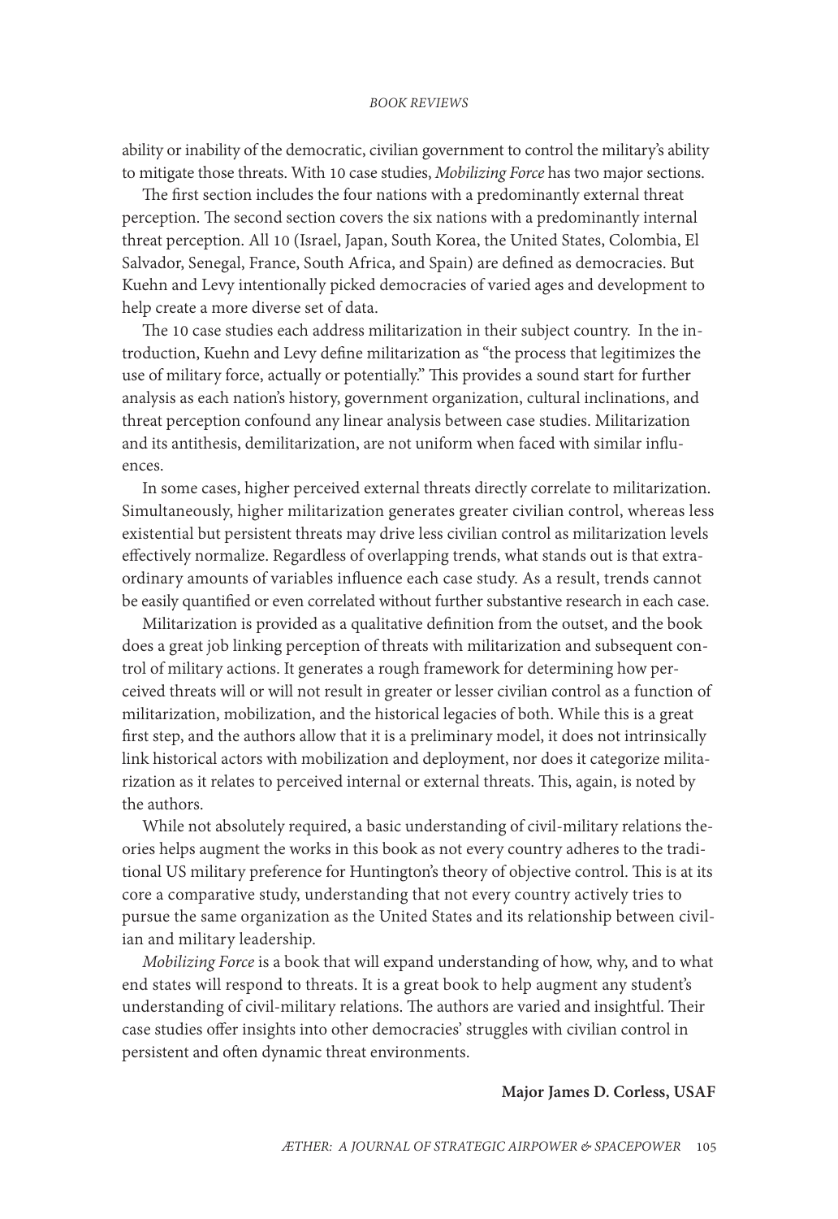ability or inability of the democratic, civilian government to control the military's ability to mitigate those threats. With 10 case studies, *Mobilizing Force* has two major sections.

The first section includes the four nations with a predominantly external threat perception. The second section covers the six nations with a predominantly internal threat perception. All 10 (Israel, Japan, South Korea, the United States, Colombia, El Salvador, Senegal, France, South Africa, and Spain) are defined as democracies. But Kuehn and Levy intentionally picked democracies of varied ages and development to help create a more diverse set of data.

The 10 case studies each address militarization in their subject country. In the introduction, Kuehn and Levy define militarization as "the process that legitimizes the use of military force, actually or potentially." This provides a sound start for further analysis as each nation's history, government organization, cultural inclinations, and threat perception confound any linear analysis between case studies. Militarization and its antithesis, demilitarization, are not uniform when faced with similar influences.

In some cases, higher perceived external threats directly correlate to militarization. Simultaneously, higher militarization generates greater civilian control, whereas less existential but persistent threats may drive less civilian control as militarization levels effectively normalize. Regardless of overlapping trends, what stands out is that extraordinary amounts of variables influence each case study. As a result, trends cannot be easily quantified or even correlated without further substantive research in each case.

Militarization is provided as a qualitative definition from the outset, and the book does a great job linking perception of threats with militarization and subsequent control of military actions. It generates a rough framework for determining how perceived threats will or will not result in greater or lesser civilian control as a function of militarization, mobilization, and the historical legacies of both. While this is a great first step, and the authors allow that it is a preliminary model, it does not intrinsically link historical actors with mobilization and deployment, nor does it categorize militarization as it relates to perceived internal or external threats. This, again, is noted by the authors.

While not absolutely required, a basic understanding of civil-military relations theories helps augment the works in this book as not every country adheres to the traditional US military preference for Huntington's theory of objective control. This is at its core a comparative study, understanding that not every country actively tries to pursue the same organization as the United States and its relationship between civilian and military leadership.

*Mobilizing Force* is a book that will expand understanding of how, why, and to what end states will respond to threats. It is a great book to help augment any student's understanding of civil-military relations. The authors are varied and insightful. Their case studies offer insights into other democracies' struggles with civilian control in persistent and often dynamic threat environments.

**Major James D. Corless, USAF**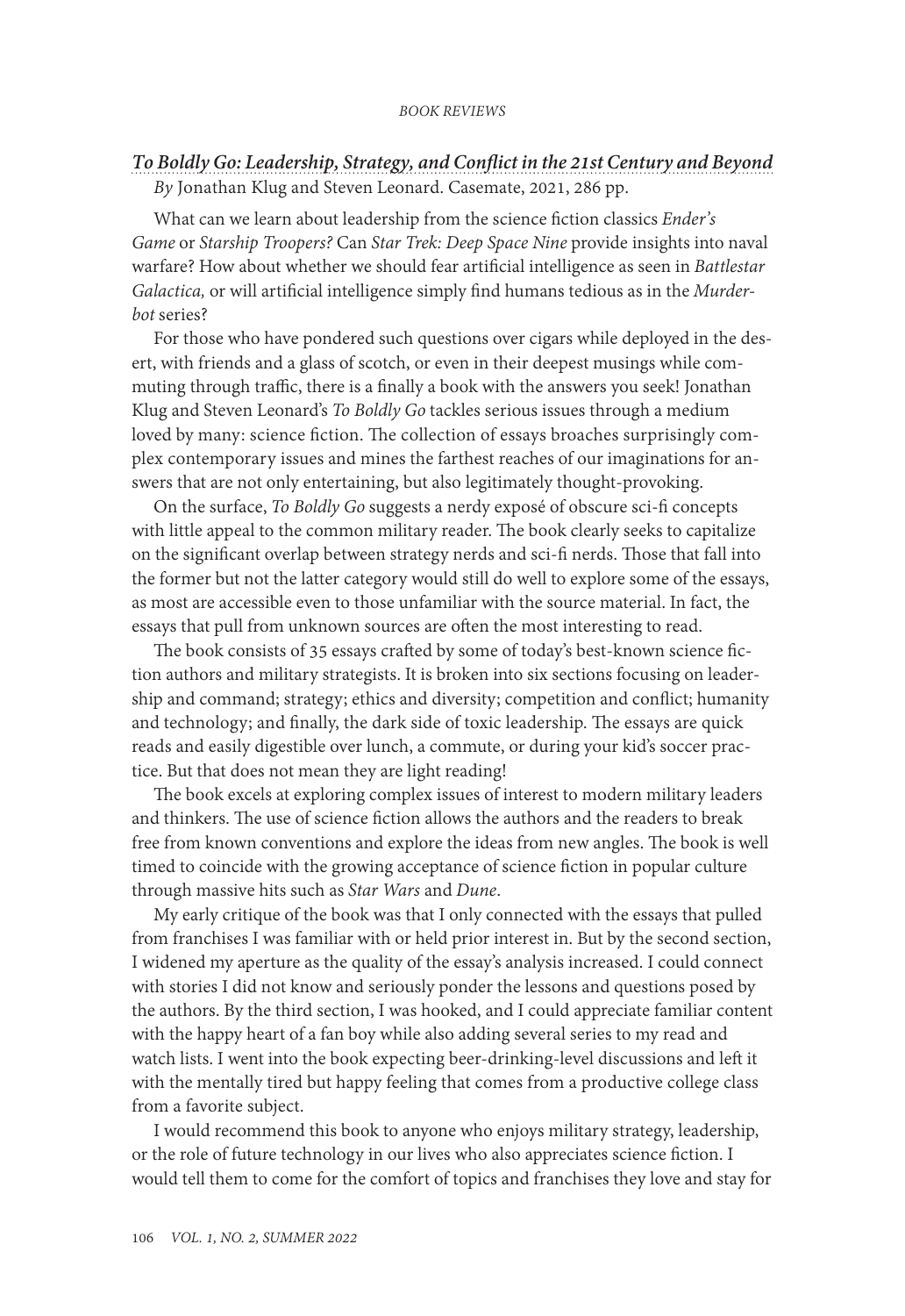## *To Boldly Go: Leadership, Strategy, and Conflict in the 21st Century and Beyond*

*By* Jonathan Klug and Steven Leonard. Casemate, 2021, 286 pp.

What can we learn about leadership from the science fiction classics *Ender's Game* or *Starship Troopers?* Can *Star Trek: Deep Space Nine* provide insights into naval warfare? How about whether we should fear artificial intelligence as seen in *Battlestar Galactica,* or will artificial intelligence simply find humans tedious as in the *Murderbot* series?

For those who have pondered such questions over cigars while deployed in the desert, with friends and a glass of scotch, or even in their deepest musings while commuting through traffic, there is a finally a book with the answers you seek! Jonathan Klug and Steven Leonard's *To Boldly Go* tackles serious issues through a medium loved by many: science fiction. The collection of essays broaches surprisingly complex contemporary issues and mines the farthest reaches of our imaginations for answers that are not only entertaining, but also legitimately thought-provoking.

On the surface, *To Boldly Go* suggests a nerdy exposé of obscure sci-fi concepts with little appeal to the common military reader. The book clearly seeks to capitalize on the significant overlap between strategy nerds and sci-fi nerds. Those that fall into the former but not the latter category would still do well to explore some of the essays, as most are accessible even to those unfamiliar with the source material. In fact, the essays that pull from unknown sources are often the most interesting to read.

The book consists of 35 essays crafted by some of today's best-known science fiction authors and military strategists. It is broken into six sections focusing on leadership and command; strategy; ethics and diversity; competition and conflict; humanity and technology; and finally, the dark side of toxic leadership. The essays are quick reads and easily digestible over lunch, a commute, or during your kid's soccer practice. But that does not mean they are light reading!

The book excels at exploring complex issues of interest to modern military leaders and thinkers. The use of science fiction allows the authors and the readers to break free from known conventions and explore the ideas from new angles. The book is well timed to coincide with the growing acceptance of science fiction in popular culture through massive hits such as *Star Wars* and *Dune*.

My early critique of the book was that I only connected with the essays that pulled from franchises I was familiar with or held prior interest in. But by the second section, I widened my aperture as the quality of the essay's analysis increased. I could connect with stories I did not know and seriously ponder the lessons and questions posed by the authors. By the third section, I was hooked, and I could appreciate familiar content with the happy heart of a fan boy while also adding several series to my read and watch lists. I went into the book expecting beer-drinking-level discussions and left it with the mentally tired but happy feeling that comes from a productive college class from a favorite subject.

I would recommend this book to anyone who enjoys military strategy, leadership, or the role of future technology in our lives who also appreciates science fiction. I would tell them to come for the comfort of topics and franchises they love and stay for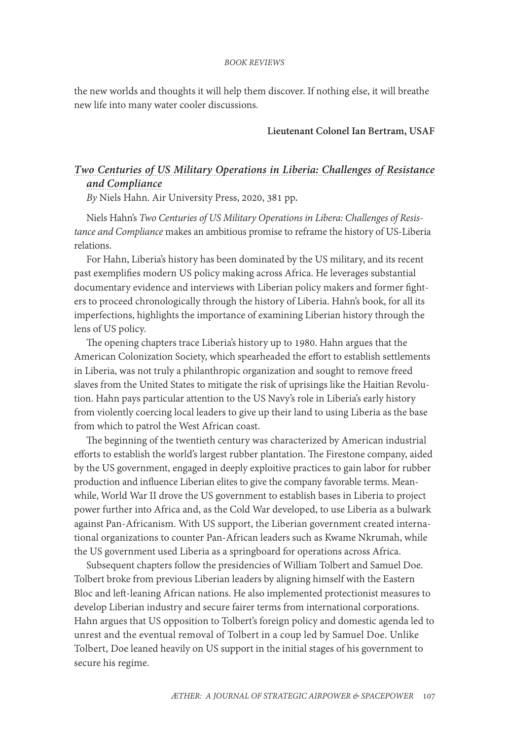the new worlds and thoughts it will help them discover. If nothing else, it will breathe new life into many water cooler discussions.

**Lieutenant Colonel Ian Bertram, USAF**

## *Two Centuries of US Military Operations in Liberia: Challenges of Resistance and Compliance*

*By* Niels Hahn. Air University Press, 2020, 381 pp.

Niels Hahn's *Two Centuries of US Military Operations in Libera: Challenges of Resistance and Compliance* makes an ambitious promise to reframe the history of US-Liberia relations.

For Hahn, Liberia's history has been dominated by the US military, and its recent past exemplifies modern US policy making across Africa. He leverages substantial documentary evidence and interviews with Liberian policy makers and former fighters to proceed chronologically through the history of Liberia. Hahn's book, for all its imperfections, highlights the importance of examining Liberian history through the lens of US policy.

The opening chapters trace Liberia's history up to 1980. Hahn argues that the American Colonization Society, which spearheaded the effort to establish settlements in Liberia, was not truly a philanthropic organization and sought to remove freed slaves from the United States to mitigate the risk of uprisings like the Haitian Revolution. Hahn pays particular attention to the US Navy's role in Liberia's early history from violently coercing local leaders to give up their land to using Liberia as the base from which to patrol the West African coast.

The beginning of the twentieth century was characterized by American industrial efforts to establish the world's largest rubber plantation. The Firestone company, aided by the US government, engaged in deeply exploitive practices to gain labor for rubber production and influence Liberian elites to give the company favorable terms. Meanwhile, World War II drove the US government to establish bases in Liberia to project power further into Africa and, as the Cold War developed, to use Liberia as a bulwark against Pan-Africanism. With US support, the Liberian government created international organizations to counter Pan-African leaders such as Kwame Nkrumah, while the US government used Liberia as a springboard for operations across Africa.

Subsequent chapters follow the presidencies of William Tolbert and Samuel Doe. Tolbert broke from previous Liberian leaders by aligning himself with the Eastern Bloc and left-leaning African nations. He also implemented protectionist measures to develop Liberian industry and secure fairer terms from international corporations. Hahn argues that US opposition to Tolbert's foreign policy and domestic agenda led to unrest and the eventual removal of Tolbert in a coup led by Samuel Doe. Unlike Tolbert, Doe leaned heavily on US support in the initial stages of his government to secure his regime.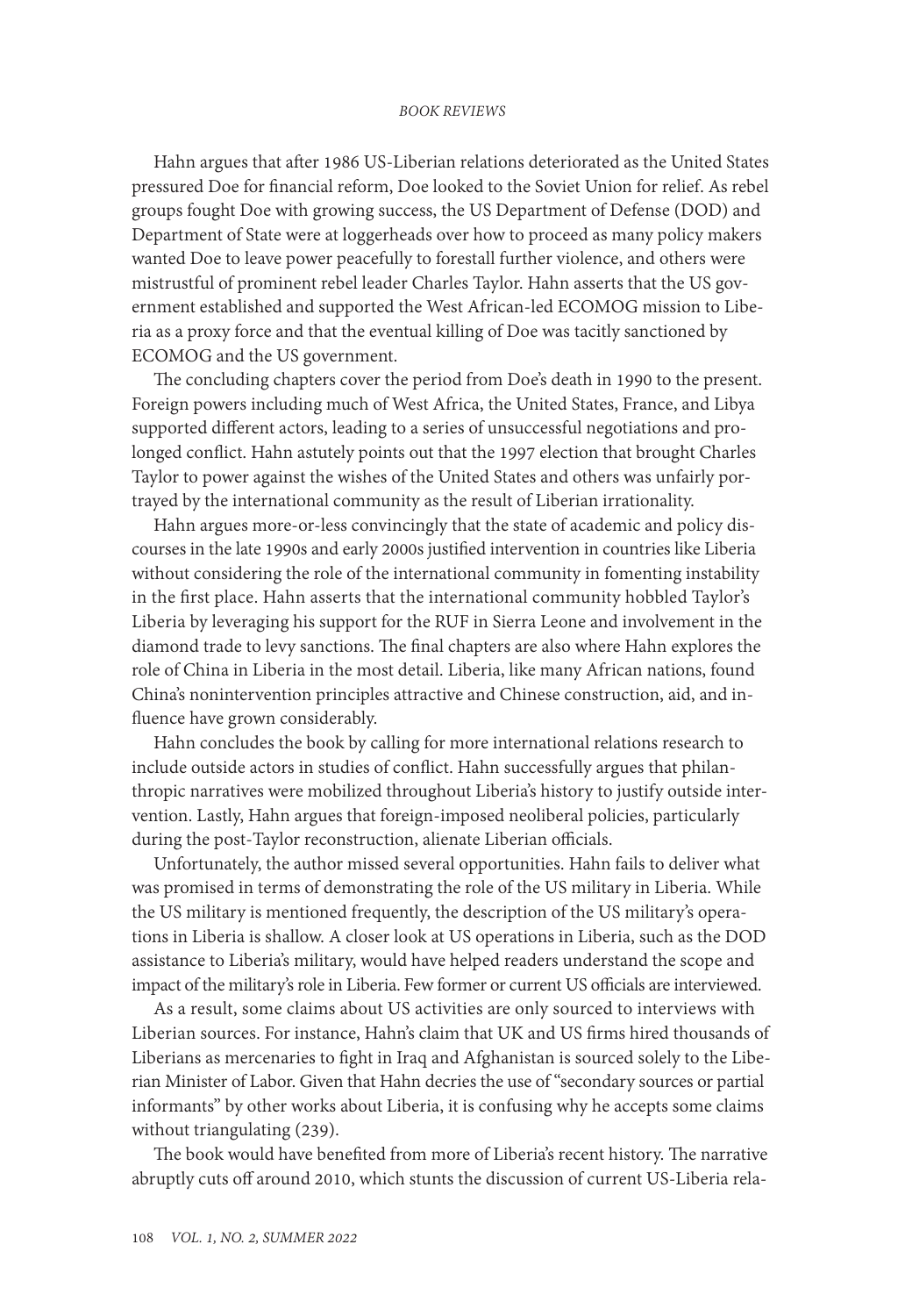Hahn argues that after 1986 US-Liberian relations deteriorated as the United States pressured Doe for financial reform, Doe looked to the Soviet Union for relief. As rebel groups fought Doe with growing success, the US Department of Defense (DOD) and Department of State were at loggerheads over how to proceed as many policy makers wanted Doe to leave power peacefully to forestall further violence, and others were mistrustful of prominent rebel leader Charles Taylor. Hahn asserts that the US government established and supported the West African-led ECOMOG mission to Liberia as a proxy force and that the eventual killing of Doe was tacitly sanctioned by ECOMOG and the US government.

The concluding chapters cover the period from Doe's death in 1990 to the present. Foreign powers including much of West Africa, the United States, France, and Libya supported different actors, leading to a series of unsuccessful negotiations and prolonged conflict. Hahn astutely points out that the 1997 election that brought Charles Taylor to power against the wishes of the United States and others was unfairly portrayed by the international community as the result of Liberian irrationality.

Hahn argues more-or-less convincingly that the state of academic and policy discourses in the late 1990s and early 2000s justified intervention in countries like Liberia without considering the role of the international community in fomenting instability in the first place. Hahn asserts that the international community hobbled Taylor's Liberia by leveraging his support for the RUF in Sierra Leone and involvement in the diamond trade to levy sanctions. The final chapters are also where Hahn explores the role of China in Liberia in the most detail. Liberia, like many African nations, found China's nonintervention principles attractive and Chinese construction, aid, and influence have grown considerably.

Hahn concludes the book by calling for more international relations research to include outside actors in studies of conflict. Hahn successfully argues that philanthropic narratives were mobilized throughout Liberia's history to justify outside intervention. Lastly, Hahn argues that foreign-imposed neoliberal policies, particularly during the post-Taylor reconstruction, alienate Liberian officials.

Unfortunately, the author missed several opportunities. Hahn fails to deliver what was promised in terms of demonstrating the role of the US military in Liberia. While the US military is mentioned frequently, the description of the US military's operations in Liberia is shallow. A closer look at US operations in Liberia, such as the DOD assistance to Liberia's military, would have helped readers understand the scope and impact of the military's role in Liberia. Few former or current US officials are interviewed.

As a result, some claims about US activities are only sourced to interviews with Liberian sources. For instance, Hahn's claim that UK and US firms hired thousands of Liberians as mercenaries to fight in Iraq and Afghanistan is sourced solely to the Liberian Minister of Labor. Given that Hahn decries the use of "secondary sources or partial informants" by other works about Liberia, it is confusing why he accepts some claims without triangulating (239).

The book would have benefited from more of Liberia's recent history. The narrative abruptly cuts off around 2010, which stunts the discussion of current US-Liberia rela-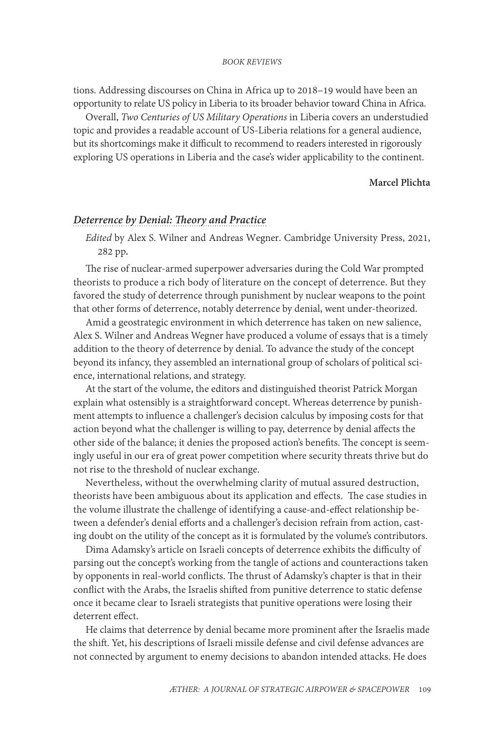tions. Addressing discourses on China in Africa up to 2018–19 would have been an opportunity to relate US policy in Liberia to its broader behavior toward China in Africa.

Overall, *Two Centuries of US Military Operations* in Liberia covers an understudied topic and provides a readable account of US-Liberia relations for a general audience, but its shortcomings make it difficult to recommend to readers interested in rigorously exploring US operations in Liberia and the case's wider applicability to the continent.

**Marcel Plichta**

## *Deterrence by Denial: Theory and Practice*

*Edited* by Alex S. Wilner and Andreas Wegner. Cambridge University Press, 2021, 282 pp.

The rise of nuclear-armed superpower adversaries during the Cold War prompted theorists to produce a rich body of literature on the concept of deterrence. But they favored the study of deterrence through punishment by nuclear weapons to the point that other forms of deterrence, notably deterrence by denial, went under-theorized.

Amid a geostrategic environment in which deterrence has taken on new salience, Alex S. Wilner and Andreas Wegner have produced a volume of essays that is a timely addition to the theory of deterrence by denial. To advance the study of the concept beyond its infancy, they assembled an international group of scholars of political science, international relations, and strategy.

At the start of the volume, the editors and distinguished theorist Patrick Morgan explain what ostensibly is a straightforward concept. Whereas deterrence by punishment attempts to influence a challenger's decision calculus by imposing costs for that action beyond what the challenger is willing to pay, deterrence by denial affects the other side of the balance; it denies the proposed action's benefits. The concept is seemingly useful in our era of great power competition where security threats thrive but do not rise to the threshold of nuclear exchange.

Nevertheless, without the overwhelming clarity of mutual assured destruction, theorists have been ambiguous about its application and effects. The case studies in the volume illustrate the challenge of identifying a cause-and-effect relationship between a defender's denial efforts and a challenger's decision refrain from action, casting doubt on the utility of the concept as it is formulated by the volume's contributors.

Dima Adamsky's article on Israeli concepts of deterrence exhibits the difficulty of parsing out the concept's working from the tangle of actions and counteractions taken by opponents in real-world conflicts. The thrust of Adamsky's chapter is that in their conflict with the Arabs, the Israelis shifted from punitive deterrence to static defense once it became clear to Israeli strategists that punitive operations were losing their deterrent effect.

He claims that deterrence by denial became more prominent after the Israelis made the shift. Yet, his descriptions of Israeli missile defense and civil defense advances are not connected by argument to enemy decisions to abandon intended attacks. He does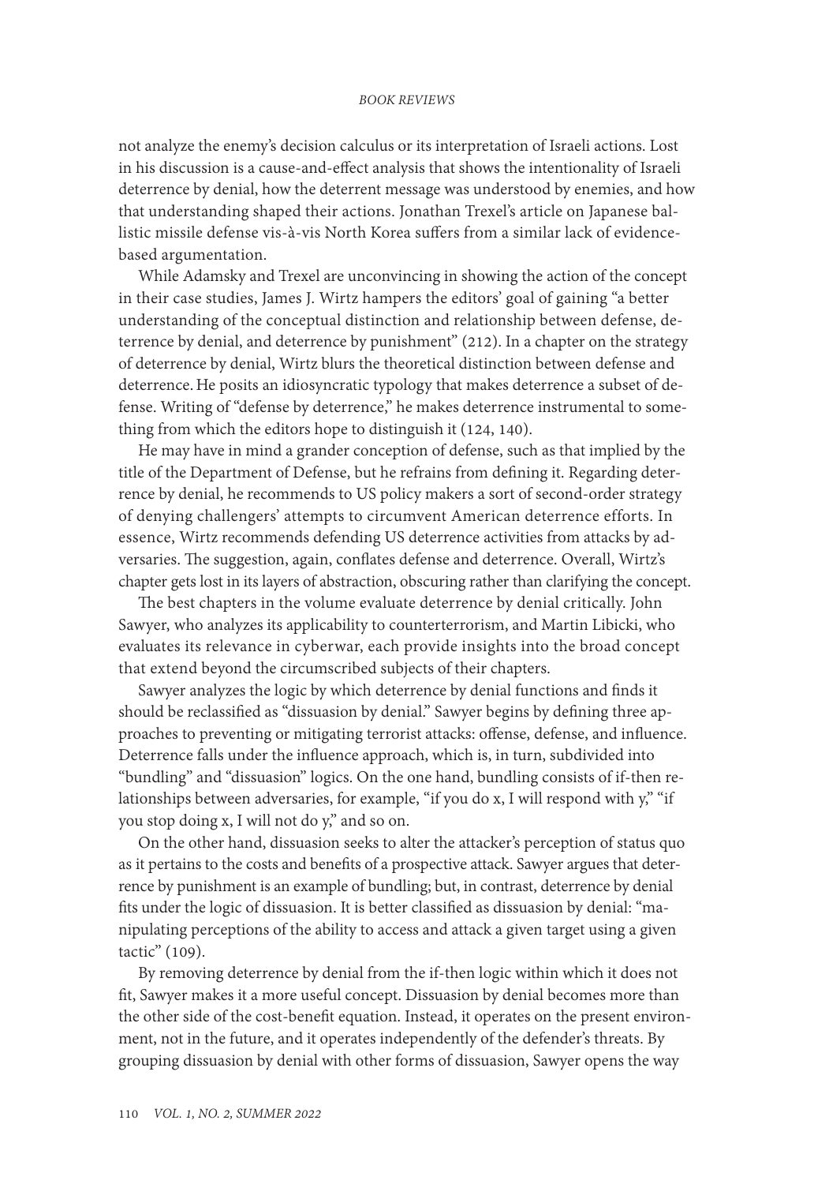not analyze the enemy's decision calculus or its interpretation of Israeli actions. Lost in his discussion is a cause-and-effect analysis that shows the intentionality of Israeli deterrence by denial, how the deterrent message was understood by enemies, and how that understanding shaped their actions. Jonathan Trexel's article on Japanese ballistic missile defense vis-à-vis North Korea suffers from a similar lack of evidence-based argumentation.

While Adamsky and Trexel are unconvincing in showing the action of the concept in their case studies, James J. Wirtz hampers the editors' goal of gaining "a better understanding of the conceptual distinction and relationship between defense, deterrence by denial, and deterrence by punishment" (212). In a chapter on the strategy of deterrence by denial, Wirtz blurs the theoretical distinction between defense and deterrence. He posits an idiosyncratic typology that makes deterrence a subset of defense. Writing of "defense by deterrence," he makes deterrence instrumental to something from which the editors hope to distinguish it (124, 140).

He may have in mind a grander conception of defense, such as that implied by the title of the Department of Defense, but he refrains from defining it. Regarding deterrence by denial, he recommends to US policy makers a sort of second-order strategy of denying challengers' attempts to circumvent American deterrence efforts. In essence, Wirtz recommends defending US deterrence activities from attacks by adversaries. The suggestion, again, conflates defense and deterrence. Overall, Wirtz's chapter gets lost in its layers of abstraction, obscuring rather than clarifying the concept.

The best chapters in the volume evaluate deterrence by denial critically. John Sawyer, who analyzes its applicability to counterterrorism, and Martin Libicki, who evaluates its relevance in cyberwar, each provide insights into the broad concept that extend beyond the circumscribed subjects of their chapters.

Sawyer analyzes the logic by which deterrence by denial functions and finds it should be reclassified as "dissuasion by denial." Sawyer begins by defining three approaches to preventing or mitigating terrorist attacks: offense, defense, and influence. Deterrence falls under the influence approach, which is, in turn, subdivided into "bundling" and "dissuasion" logics. On the one hand, bundling consists of if-then relationships between adversaries, for example, "if you do x, I will respond with y," "if you stop doing x, I will not do y," and so on.

On the other hand, dissuasion seeks to alter the attacker's perception of status quo as it pertains to the costs and benefits of a prospective attack. Sawyer argues that deterrence by punishment is an example of bundling; but, in contrast, deterrence by denial fits under the logic of dissuasion. It is better classified as dissuasion by denial: "manipulating perceptions of the ability to access and attack a given target using a given tactic" (109).

By removing deterrence by denial from the if-then logic within which it does not fit, Sawyer makes it a more useful concept. Dissuasion by denial becomes more than the other side of the cost-benefit equation. Instead, it operates on the present environment, not in the future, and it operates independently of the defender's threats. By grouping dissuasion by denial with other forms of dissuasion, Sawyer opens the way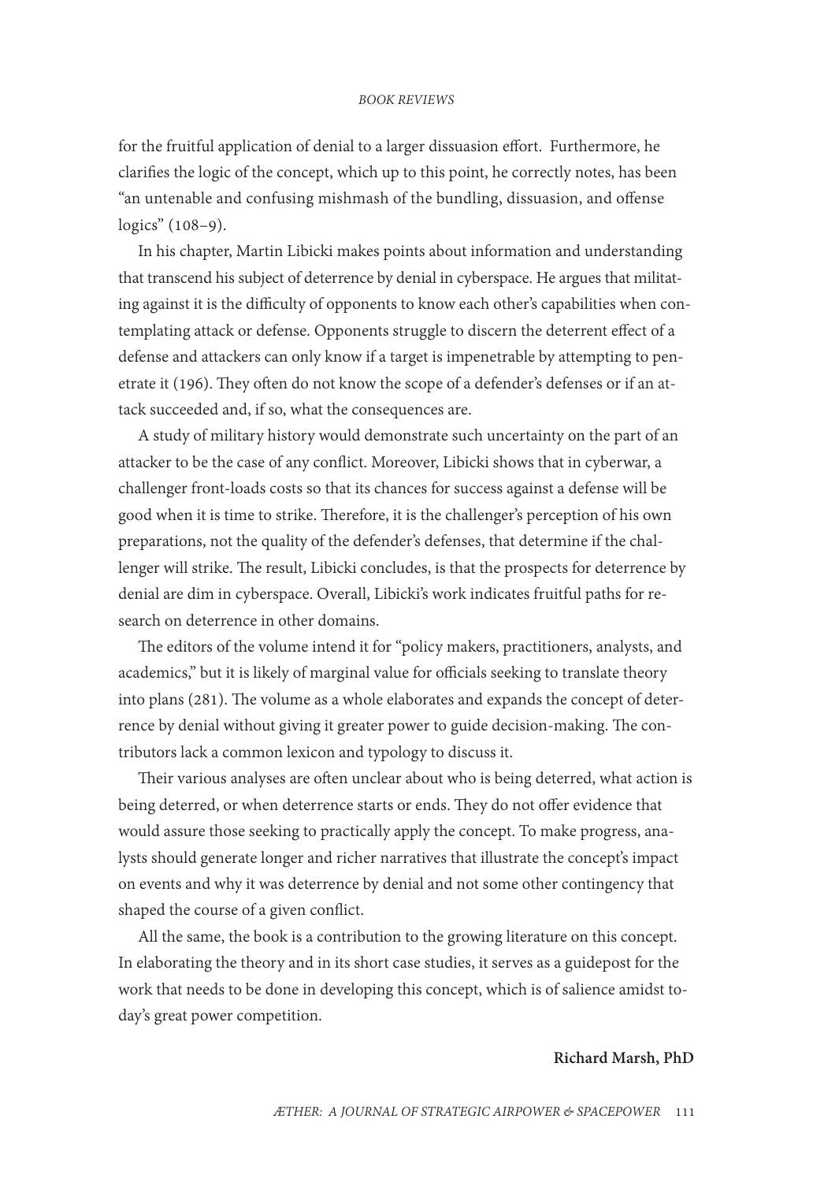for the fruitful application of denial to a larger dissuasion effort. Furthermore, he clarifies the logic of the concept, which up to this point, he correctly notes, has been "an untenable and confusing mishmash of the bundling, dissuasion, and offense logics" (108–9).

In his chapter, Martin Libicki makes points about information and understanding that transcend his subject of deterrence by denial in cyberspace. He argues that militating against it is the difficulty of opponents to know each other's capabilities when contemplating attack or defense. Opponents struggle to discern the deterrent effect of a defense and attackers can only know if a target is impenetrable by attempting to penetrate it (196). They often do not know the scope of a defender's defenses or if an attack succeeded and, if so, what the consequences are.

A study of military history would demonstrate such uncertainty on the part of an attacker to be the case of any conflict. Moreover, Libicki shows that in cyberwar, a challenger front-loads costs so that its chances for success against a defense will be good when it is time to strike. Therefore, it is the challenger's perception of his own preparations, not the quality of the defender's defenses, that determine if the challenger will strike. The result, Libicki concludes, is that the prospects for deterrence by denial are dim in cyberspace. Overall, Libicki's work indicates fruitful paths for research on deterrence in other domains.

The editors of the volume intend it for "policy makers, practitioners, analysts, and academics," but it is likely of marginal value for officials seeking to translate theory into plans (281). The volume as a whole elaborates and expands the concept of deterrence by denial without giving it greater power to guide decision-making. The contributors lack a common lexicon and typology to discuss it.

Their various analyses are often unclear about who is being deterred, what action is being deterred, or when deterrence starts or ends. They do not offer evidence that would assure those seeking to practically apply the concept. To make progress, analysts should generate longer and richer narratives that illustrate the concept's impact on events and why it was deterrence by denial and not some other contingency that shaped the course of a given conflict.

All the same, the book is a contribution to the growing literature on this concept. In elaborating the theory and in its short case studies, it serves as a guidepost for the work that needs to be done in developing this concept, which is of salience amidst today's great power competition.

**Richard Marsh, PhD**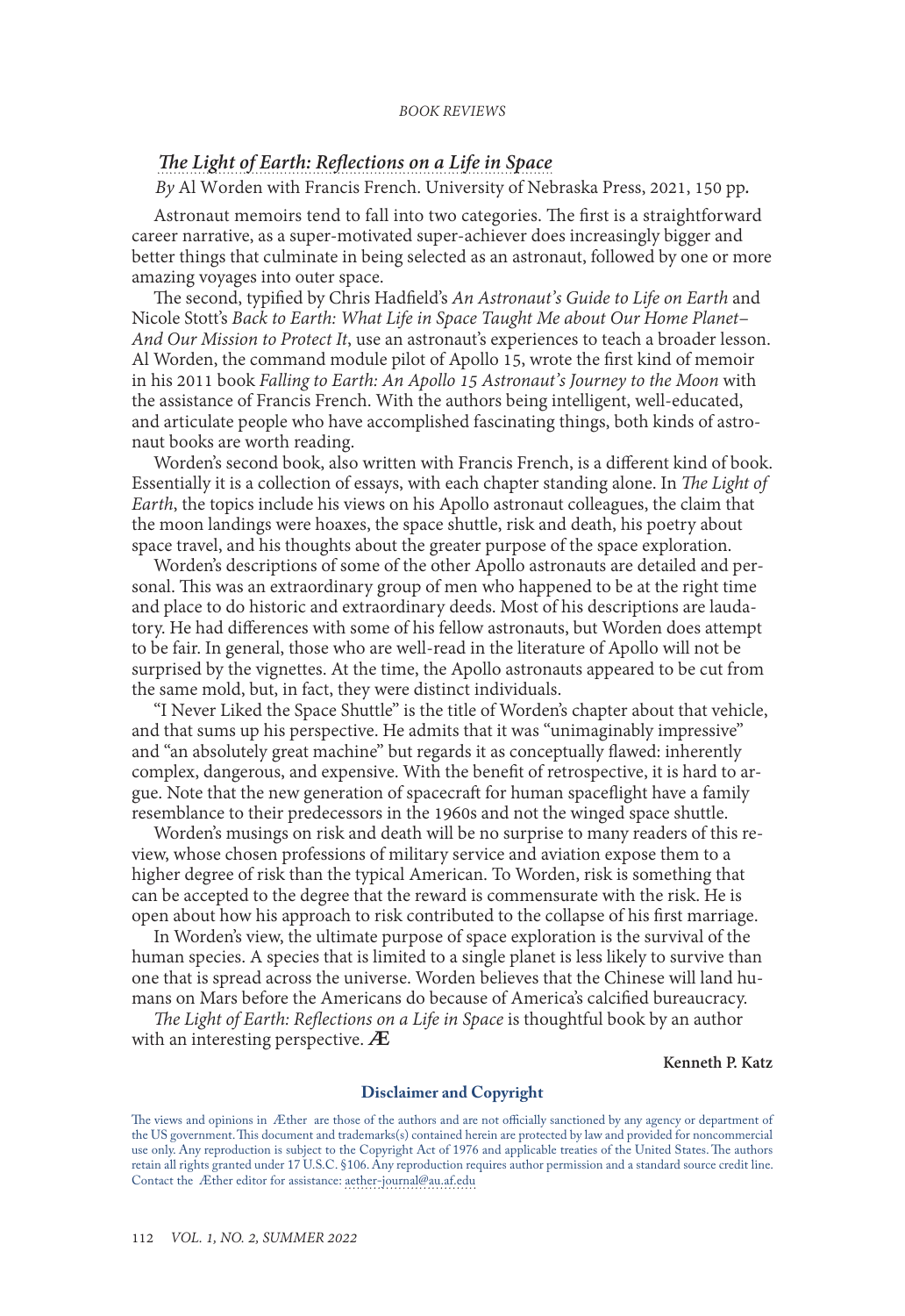## *The Light of Earth: Reflections on a Life in Space*

*By* Al Worden with Francis French. University of Nebraska Press, 2021, 150 pp.

Astronaut memoirs tend to fall into two categories. The first is a straightforward career narrative, as a super-motivated super-achiever does increasingly bigger and better things that culminate in being selected as an astronaut, followed by one or more amazing voyages into outer space.

The second, typified by Chris Hadfield's *An Astronaut's Guide to Life on Earth* and Nicole Stott's *Back to Earth: What Life in Space Taught Me about Our Home Planet–And Our Mission to Protect It*, use an astronaut's experiences to teach a broader lesson. Al Worden, the command module pilot of Apollo 15, wrote the first kind of memoir in his 2011 book *Falling to Earth: An Apollo 15 Astronaut's Journey to the Moon* with the assistance of Francis French. With the authors being intelligent, well-educated, and articulate people who have accomplished fascinating things, both kinds of astronaut books are worth reading.

Worden's second book, also written with Francis French, is a different kind of book. Essentially it is a collection of essays, with each chapter standing alone. In *The Light of Earth*, the topics include his views on his Apollo astronaut colleagues, the claim that the moon landings were hoaxes, the space shuttle, risk and death, his poetry about space travel, and his thoughts about the greater purpose of the space exploration.

Worden's descriptions of some of the other Apollo astronauts are detailed and personal. This was an extraordinary group of men who happened to be at the right time and place to do historic and extraordinary deeds. Most of his descriptions are laudatory. He had differences with some of his fellow astronauts, but Worden does attempt to be fair. In general, those who are well-read in the literature of Apollo will not be surprised by the vignettes. At the time, the Apollo astronauts appeared to be cut from the same mold, but, in fact, they were distinct individuals.

"I Never Liked the Space Shuttle" is the title of Worden's chapter about that vehicle, and that sums up his perspective. He admits that it was "unimaginably impressive" and "an absolutely great machine" but regards it as conceptually flawed: inherently complex, dangerous, and expensive. With the benefit of retrospective, it is hard to argue. Note that the new generation of spacecraft for human spaceflight have a family resemblance to their predecessors in the 1960s and not the winged space shuttle.

Worden's musings on risk and death will be no surprise to many readers of this review, whose chosen professions of military service and aviation expose them to a higher degree of risk than the typical American. To Worden, risk is something that can be accepted to the degree that the reward is commensurate with the risk. He is open about how his approach to risk contributed to the collapse of his first marriage.

In Worden's view, the ultimate purpose of space exploration is the survival of the human species. A species that is limited to a single planet is less likely to survive than one that is spread across the universe. Worden believes that the Chinese will land humans on Mars before the Americans do because of America's calcified bureaucracy.

*The Light of Earth: Reflections on a Life in Space* is thoughtful book by an author with an interesting perspective. **Æ**

**Kenneth P. Katz**

**Disclaimer and Copyright**

The views and opinions in Æther are those of the authors and are not officially sanctioned by any agency or department of the US government. This document and trademarks(s) contained herein are protected by law and provided for noncommercial use only. Any reproduction is subject to the Copyright Act of 1976 and applicable treaties of the United States. The authors retain all rights granted under 17 U.S.C. §106. Any reproduction requires author permission and a standard source credit line. Contact the Æther editor for assistance: aether-journal@au.af.edu